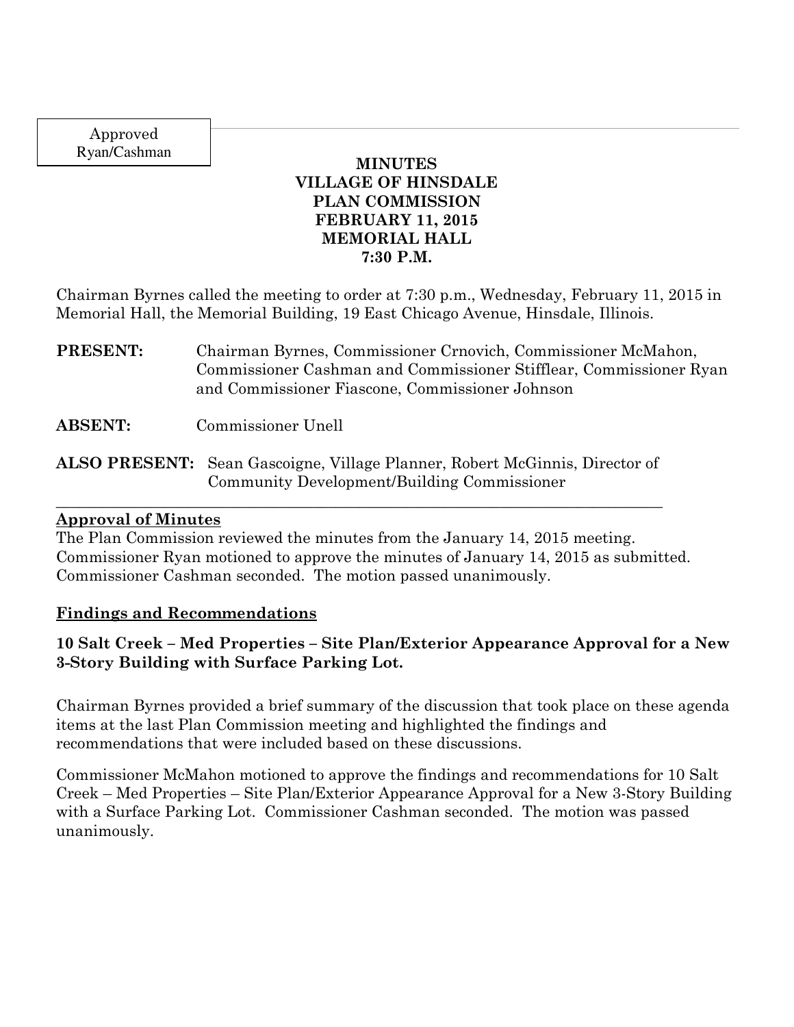Approved
Ryan/Cashman

**MINUTES**
**VILLAGE OF HINSDALE**
**PLAN COMMISSION**
**FEBRUARY 11, 2015**
**MEMORIAL HALL**
**7:30 P.M.**

Chairman Byrnes called the meeting to order at 7:30 p.m., Wednesday, February 11, 2015 in Memorial Hall, the Memorial Building, 19 East Chicago Avenue, Hinsdale, Illinois.

**PRESENT:** Chairman Byrnes, Commissioner Crnovich, Commissioner McMahon, Commissioner Cashman and Commissioner Stifflear, Commissioner Ryan and Commissioner Fiascone, Commissioner Johnson

**ABSENT:** Commissioner Unell

**ALSO PRESENT:** Sean Gascoigne, Village Planner, Robert McGinnis, Director of Community Development/Building Commissioner

## Approval of Minutes

The Plan Commission reviewed the minutes from the January 14, 2015 meeting. Commissioner Ryan motioned to approve the minutes of January 14, 2015 as submitted. Commissioner Cashman seconded. The motion passed unanimously.

## Findings and Recommendations

### 10 Salt Creek – Med Properties – Site Plan/Exterior Appearance Approval for a New 3-Story Building with Surface Parking Lot.

Chairman Byrnes provided a brief summary of the discussion that took place on these agenda items at the last Plan Commission meeting and highlighted the findings and recommendations that were included based on these discussions.

Commissioner McMahon motioned to approve the findings and recommendations for 10 Salt Creek – Med Properties – Site Plan/Exterior Appearance Approval for a New 3-Story Building with a Surface Parking Lot. Commissioner Cashman seconded. The motion was passed unanimously.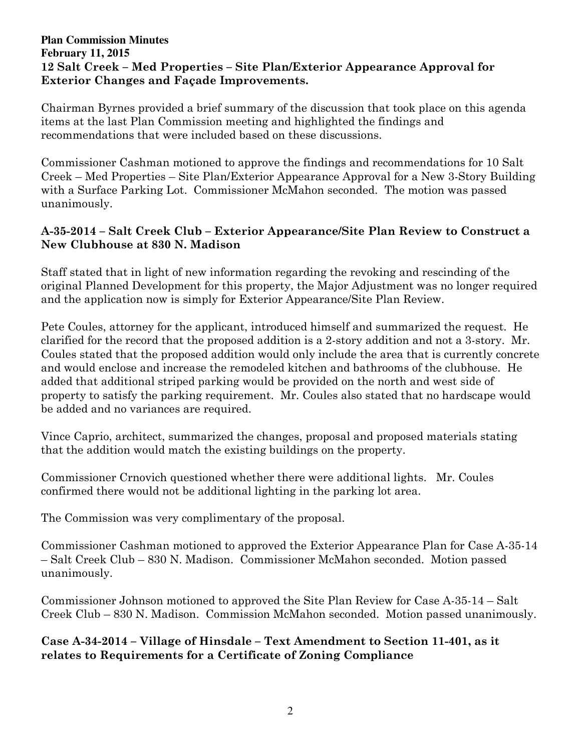**Plan Commission Minutes**
**February 11, 2015**

**12 Salt Creek – Med Properties – Site Plan/Exterior Appearance Approval for Exterior Changes and Façade Improvements.**

Chairman Byrnes provided a brief summary of the discussion that took place on this agenda items at the last Plan Commission meeting and highlighted the findings and recommendations that were included based on these discussions.

Commissioner Cashman motioned to approve the findings and recommendations for 10 Salt Creek – Med Properties – Site Plan/Exterior Appearance Approval for a New 3-Story Building with a Surface Parking Lot. Commissioner McMahon seconded. The motion was passed unanimously.

**A-35-2014 – Salt Creek Club – Exterior Appearance/Site Plan Review to Construct a New Clubhouse at 830 N. Madison**

Staff stated that in light of new information regarding the revoking and rescinding of the original Planned Development for this property, the Major Adjustment was no longer required and the application now is simply for Exterior Appearance/Site Plan Review.

Pete Coules, attorney for the applicant, introduced himself and summarized the request. He clarified for the record that the proposed addition is a 2-story addition and not a 3-story. Mr. Coules stated that the proposed addition would only include the area that is currently concrete and would enclose and increase the remodeled kitchen and bathrooms of the clubhouse. He added that additional striped parking would be provided on the north and west side of property to satisfy the parking requirement. Mr. Coules also stated that no hardscape would be added and no variances are required.

Vince Caprio, architect, summarized the changes, proposal and proposed materials stating that the addition would match the existing buildings on the property.

Commissioner Crnovich questioned whether there were additional lights. Mr. Coules confirmed there would not be additional lighting in the parking lot area.

The Commission was very complimentary of the proposal.

Commissioner Cashman motioned to approved the Exterior Appearance Plan for Case A-35-14 – Salt Creek Club – 830 N. Madison. Commissioner McMahon seconded. Motion passed unanimously.

Commissioner Johnson motioned to approved the Site Plan Review for Case A-35-14 – Salt Creek Club – 830 N. Madison. Commission McMahon seconded. Motion passed unanimously.

**Case A-34-2014 – Village of Hinsdale – Text Amendment to Section 11-401, as it relates to Requirements for a Certificate of Zoning Compliance**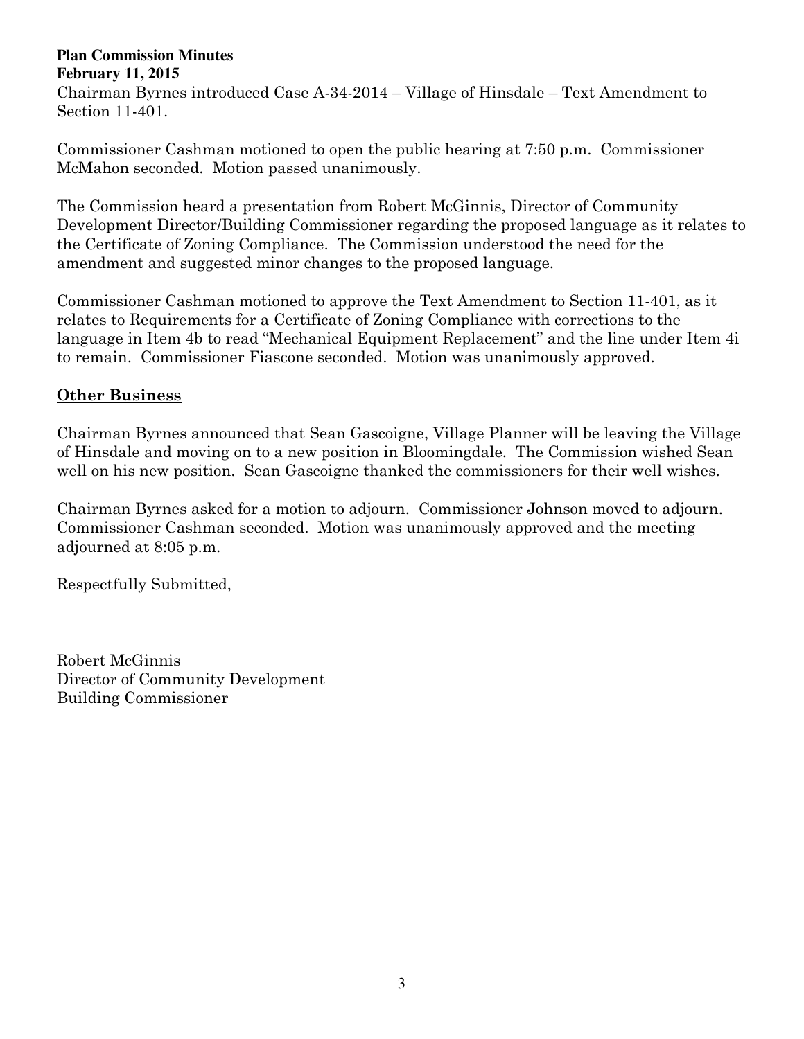**Plan Commission Minutes**
**February 11, 2015**

Chairman Byrnes introduced Case A-34-2014 – Village of Hinsdale – Text Amendment to Section 11-401.

Commissioner Cashman motioned to open the public hearing at 7:50 p.m. Commissioner McMahon seconded. Motion passed unanimously.

The Commission heard a presentation from Robert McGinnis, Director of Community Development Director/Building Commissioner regarding the proposed language as it relates to the Certificate of Zoning Compliance. The Commission understood the need for the amendment and suggested minor changes to the proposed language.

Commissioner Cashman motioned to approve the Text Amendment to Section 11-401, as it relates to Requirements for a Certificate of Zoning Compliance with corrections to the language in Item 4b to read "Mechanical Equipment Replacement" and the line under Item 4i to remain. Commissioner Fiascone seconded. Motion was unanimously approved.

## Other Business

Chairman Byrnes announced that Sean Gascoigne, Village Planner will be leaving the Village of Hinsdale and moving on to a new position in Bloomingdale. The Commission wished Sean well on his new position. Sean Gascoigne thanked the commissioners for their well wishes.

Chairman Byrnes asked for a motion to adjourn. Commissioner Johnson moved to adjourn. Commissioner Cashman seconded. Motion was unanimously approved and the meeting adjourned at 8:05 p.m.

Respectfully Submitted,

Robert McGinnis
Director of Community Development
Building Commissioner